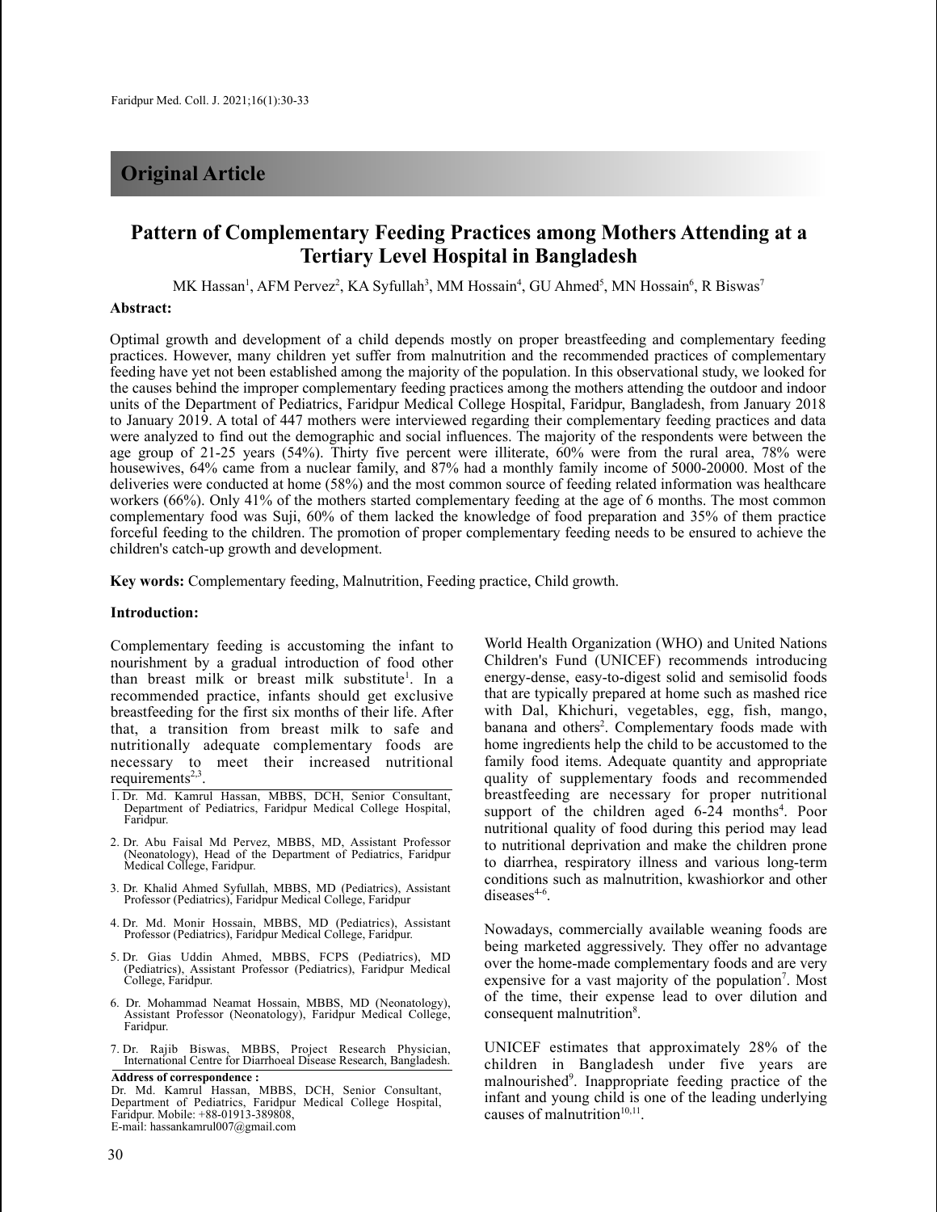## Original Article

# Pattern of Complementary Feeding Practices among Mothers Attending at a Tertiary Level Hospital in Bangladesh

MK Hassan[1], AFM Pervez[2], KA Syfullah[3], MM Hossain[4], GU Ahmed[5], MN Hossain[6], R Biswas[7]

**Abstract:**

Optimal growth and development of a child depends mostly on proper breastfeeding and complementary feeding practices. However, many children yet suffer from malnutrition and the recommended practices of complementary feeding have yet not been established among the majority of the population. In this observational study, we looked for the causes behind the improper complementary feeding practices among the mothers attending the outdoor and indoor units of the Department of Pediatrics, Faridpur Medical College Hospital, Faridpur, Bangladesh, from January 2018 to January 2019. A total of 447 mothers were interviewed regarding their complementary feeding practices and data were analyzed to find out the demographic and social influences. The majority of the respondents were between the age group of 21-25 years (54%). Thirty five percent were illiterate, 60% were from the rural area, 78% were housewives, 64% came from a nuclear family, and 87% had a monthly family income of 5000-20000. Most of the deliveries were conducted at home (58%) and the most common source of feeding related information was healthcare workers (66%). Only 41% of the mothers started complementary feeding at the age of 6 months. The most common complementary food was Suji, 60% of them lacked the knowledge of food preparation and 35% of them practice forceful feeding to the children. The promotion of proper complementary feeding needs to be ensured to achieve the children's catch-up growth and development.

**Key words:** Complementary feeding, Malnutrition, Feeding practice, Child growth.

**Introduction:**

Complementary feeding is accustoming the infant to nourishment by a gradual introduction of food other than breast milk or breast milk substitute[1]. In a recommended practice, infants should get exclusive breastfeeding for the first six months of their life. After that, a transition from breast milk to safe and nutritionally adequate complementary foods are necessary to meet their increased nutritional requirements[2,3].

World Health Organization (WHO) and United Nations Children's Fund (UNICEF) recommends introducing energy-dense, easy-to-digest solid and semisolid foods that are typically prepared at home such as mashed rice with Dal, Khichuri, vegetables, egg, fish, mango, banana and others[2]. Complementary foods made with home ingredients help the child to be accustomed to the family food items. Adequate quantity and appropriate quality of supplementary foods and recommended breastfeeding are necessary for proper nutritional support of the children aged 6-24 months[4]. Poor nutritional quality of food during this period may lead to nutritional deprivation and make the children prone to diarrhea, respiratory illness and various long-term conditions such as malnutrition, kwashiorkor and other diseases[4-6].

Nowadays, commercially available weaning foods are being marketed aggressively. They offer no advantage over the home-made complementary foods and are very expensive for a vast majority of the population[7]. Most of the time, their expense lead to over dilution and consequent malnutrition[8].

UNICEF estimates that approximately 28% of the children in Bangladesh under five years are malnourished[9]. Inappropriate feeding practice of the infant and young child is one of the leading underlying causes of malnutrition[10,11].

1. Dr. Md. Kamrul Hassan, MBBS, DCH, Senior Consultant, Department of Pediatrics, Faridpur Medical College Hospital, Faridpur.
2. Dr. Abu Faisal Md Pervez, MBBS, MD, Assistant Professor (Neonatology), Head of the Department of Pediatrics, Faridpur Medical College, Faridpur.
3. Dr. Khalid Ahmed Syfullah, MBBS, MD (Pediatrics), Assistant Professor (Pediatrics), Faridpur Medical College, Faridpur
4. Dr. Md. Monir Hossain, MBBS, MD (Pediatrics), Assistant Professor (Pediatrics), Faridpur Medical College, Faridpur.
5. Dr. Gias Uddin Ahmed, MBBS, FCPS (Pediatrics), MD (Pediatrics), Assistant Professor (Pediatrics), Faridpur Medical College, Faridpur.
6. Dr. Mohammad Neamat Hossain, MBBS, MD (Neonatology), Assistant Professor (Neonatology), Faridpur Medical College, Faridpur.
7. Dr. Rajib Biswas, MBBS, Project Research Physician, International Centre for Diarrhoeal Disease Research, Bangladesh.

**Address of correspondence :**
Dr. Md. Kamrul Hassan, MBBS, DCH, Senior Consultant, Department of Pediatrics, Faridpur Medical College Hospital, Faridpur. Mobile: +88-01913-389808,
E-mail: hassankamrul007@gmail.com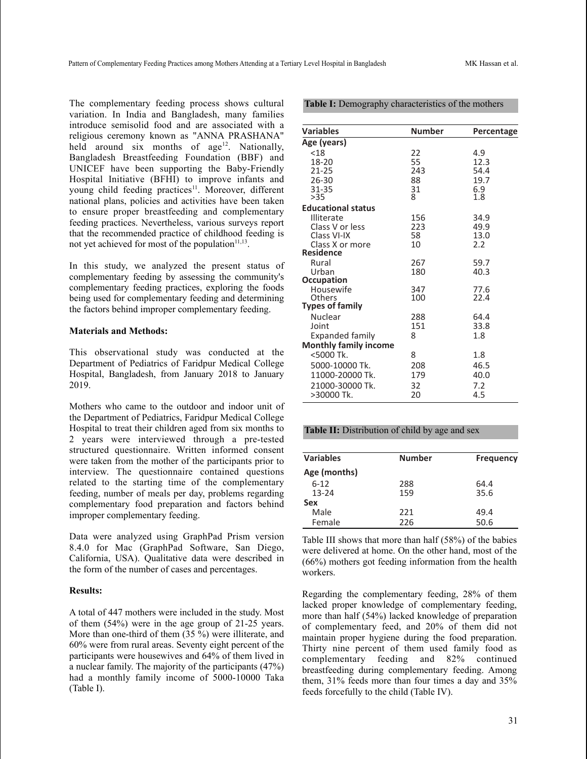The complementary feeding process shows cultural variation. In India and Bangladesh, many families introduce semisolid food and are associated with a religious ceremony known as "ANNA PRASHANA" held around six months of age[12]. Nationally, Bangladesh Breastfeeding Foundation (BBF) and UNICEF have been supporting the Baby-Friendly Hospital Initiative (BFHI) to improve infants and young child feeding practices[11]. Moreover, different national plans, policies and activities have been taken to ensure proper breastfeeding and complementary feeding practices. Nevertheless, various surveys report that the recommended practice of childhood feeding is not yet achieved for most of the population[11,13].

In this study, we analyzed the present status of complementary feeding by assessing the community's complementary feeding practices, exploring the foods being used for complementary feeding and determining the factors behind improper complementary feeding.

### Materials and Methods:

This observational study was conducted at the Department of Pediatrics of Faridpur Medical College Hospital, Bangladesh, from January 2018 to January 2019.

Mothers who came to the outdoor and indoor unit of the Department of Pediatrics, Faridpur Medical College Hospital to treat their children aged from six months to 2 years were interviewed through a pre-tested structured questionnaire. Written informed consent were taken from the mother of the participants prior to interview. The questionnaire contained questions related to the starting time of the complementary feeding, number of meals per day, problems regarding complementary food preparation and factors behind improper complementary feeding.

Data were analyzed using GraphPad Prism version 8.4.0 for Mac (GraphPad Software, San Diego, California, USA). Qualitative data were described in the form of the number of cases and percentages.

### Results:

A total of 447 mothers were included in the study. Most of them (54%) were in the age group of 21-25 years. More than one-third of them (35 %) were illiterate, and 60% were from rural areas. Seventy eight percent of the participants were housewives and 64% of them lived in a nuclear family. The majority of the participants (47%) had a monthly family income of 5000-10000 Taka (Table I).

**Table I:** Demography characteristics of the mothers

| Variables | Number | Percentage |
|---|---|---|
| **Age (years)** | | |
| <18 | 22 | 4.9 |
| 18-20 | 55 | 12.3 |
| 21-25 | 243 | 54.4 |
| 26-30 | 88 | 19.7 |
| 31-35 | 31 | 6.9 |
| >35 | 8 | 1.8 |
| **Educational status** | | |
| Illiterate | 156 | 34.9 |
| Class V or less | 223 | 49.9 |
| Class VI-IX | 58 | 13.0 |
| Class X or more | 10 | 2.2 |
| **Residence** | | |
| Rural | 267 | 59.7 |
| Urban | 180 | 40.3 |
| **Occupation** | | |
| Housewife | 347 | 77.6 |
| Others | 100 | 22.4 |
| **Types of family** | | |
| Nuclear | 288 | 64.4 |
| Joint | 151 | 33.8 |
| Expanded family | 8 | 1.8 |
| **Monthly family income** | | |
| <5000 Tk. | 8 | 1.8 |
| 5000-10000 Tk. | 208 | 46.5 |
| 11000-20000 Tk. | 179 | 40.0 |
| 21000-30000 Tk. | 32 | 7.2 |
| >30000 Tk. | 20 | 4.5 |

**Table II:** Distribution of child by age and sex

| Variables | Number | Frequency |
|---|---|---|
| **Age (months)** | | |
| 6-12 | 288 | 64.4 |
| 13-24 | 159 | 35.6 |
| **Sex** | | |
| Male | 221 | 49.4 |
| Female | 226 | 50.6 |

Table III shows that more than half (58%) of the babies were delivered at home. On the other hand, most of the (66%) mothers got feeding information from the health workers.

Regarding the complementary feeding, 28% of them lacked proper knowledge of complementary feeding, more than half (54%) lacked knowledge of preparation of complementary feed, and 20% of them did not maintain proper hygiene during the food preparation. Thirty nine percent of them used family food as complementary feeding and 82% continued breastfeeding during complementary feeding. Among them, 31% feeds more than four times a day and 35% feeds forcefully to the child (Table IV).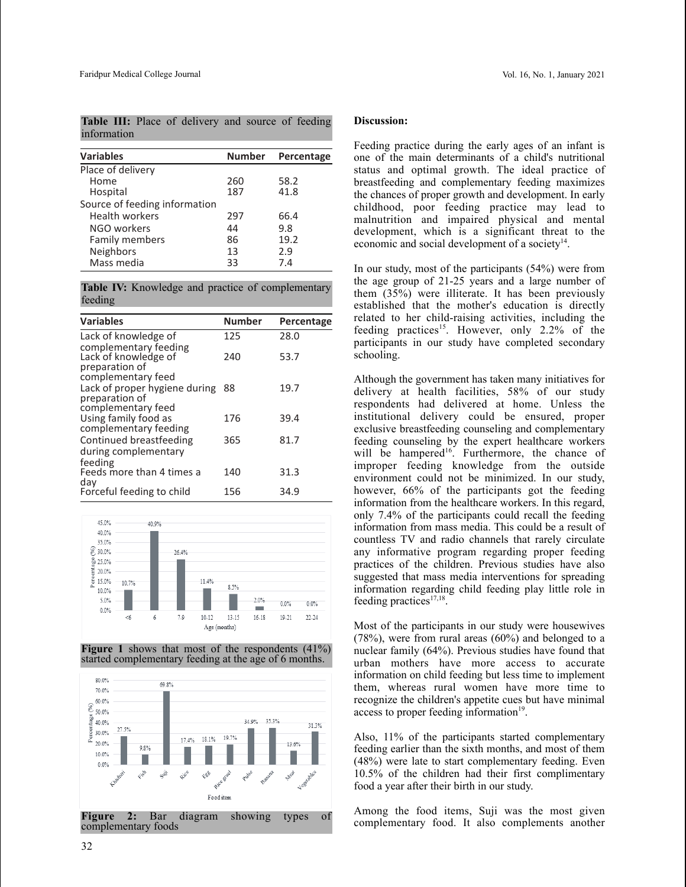**Table III:** Place of delivery and source of feeding information

| Variables | Number | Percentage |
|---|---|---|
| Place of delivery | | |
| Home | 260 | 58.2 |
| Hospital | 187 | 41.8 |
| Source of feeding information | | |
| Health workers | 297 | 66.4 |
| NGO workers | 44 | 9.8 |
| Family members | 86 | 19.2 |
| Neighbors | 13 | 2.9 |
| Mass media | 33 | 7.4 |

**Table IV:** Knowledge and practice of complementary feeding

| Variables | Number | Percentage |
|---|---|---|
| Lack of knowledge of complementary feeding | 125 | 28.0 |
| Lack of knowledge of preparation of complementary feed | 240 | 53.7 |
| Lack of proper hygiene during preparation of complementary feed | 88 | 19.7 |
| Using family food as complementary feeding | 176 | 39.4 |
| Continued breastfeeding during complementary feeding | 365 | 81.7 |
| Feeds more than 4 times a day | 140 | 31.3 |
| Forceful feeding to child | 156 | 34.9 |

**Figure 1** shows that most of the respondents (41%) started complementary feeding at the age of 6 months.

**Figure 2:** Bar diagram showing types of complementary foods

**Discussion:**

Feeding practice during the early ages of an infant is one of the main determinants of a child's nutritional status and optimal growth. The ideal practice of breastfeeding and complementary feeding maximizes the chances of proper growth and development. In early childhood, poor feeding practice may lead to malnutrition and impaired physical and mental development, which is a significant threat to the economic and social development of a society[14].

In our study, most of the participants (54%) were from the age group of 21-25 years and a large number of them (35%) were illiterate. It has been previously established that the mother's education is directly related to her child-raising activities, including the feeding practices[15]. However, only 2.2% of the participants in our study have completed secondary schooling.

Although the government has taken many initiatives for delivery at health facilities, 58% of our study respondents had delivered at home. Unless the institutional delivery could be ensured, proper exclusive breastfeeding counseling and complementary feeding counseling by the expert healthcare workers will be hampered[16]. Furthermore, the chance of improper feeding knowledge from the outside environment could not be minimized. In our study, however, 66% of the participants got the feeding information from the healthcare workers. In this regard, only 7.4% of the participants could recall the feeding information from mass media. This could be a result of countless TV and radio channels that rarely circulate any informative program regarding proper feeding practices of the children. Previous studies have also suggested that mass media interventions for spreading information regarding child feeding play little role in feeding practices[17,18].

Most of the participants in our study were housewives (78%), were from rural areas (60%) and belonged to a nuclear family (64%). Previous studies have found that urban mothers have more access to accurate information on child feeding but less time to implement them, whereas rural women have more time to recognize the children's appetite cues but have minimal access to proper feeding information[19].

Also, 11% of the participants started complementary feeding earlier than the sixth months, and most of them (48%) were late to start complementary feeding. Even 10.5% of the children had their first complimentary food a year after their birth in our study.

Among the food items, Suji was the most given complementary food. It also complements another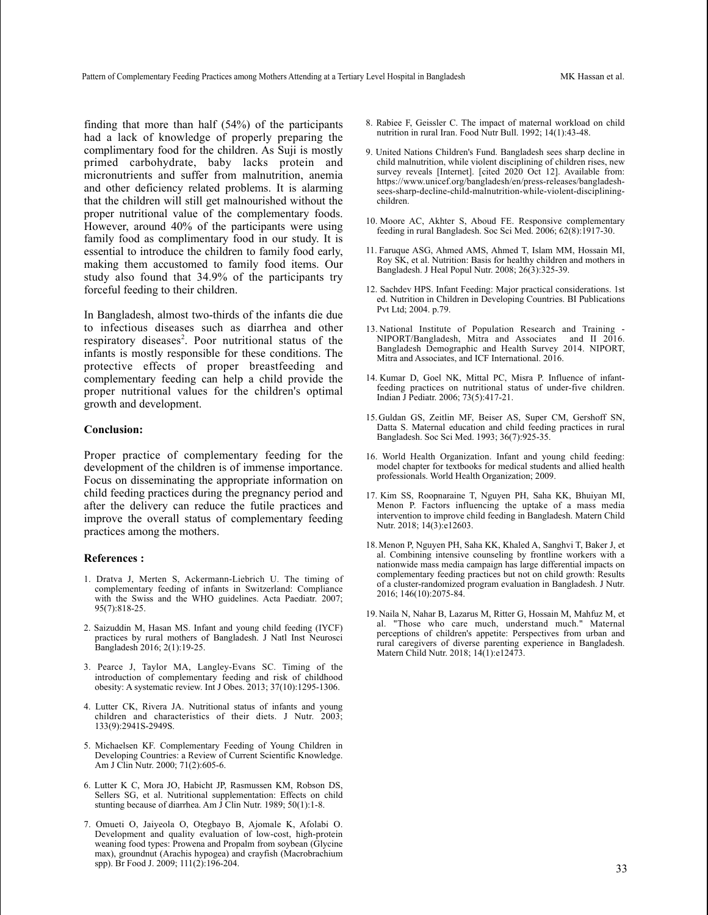finding that more than half (54%) of the participants had a lack of knowledge of properly preparing the complimentary food for the children. As Suji is mostly primed carbohydrate, baby lacks protein and micronutrients and suffer from malnutrition, anemia and other deficiency related problems. It is alarming that the children will still get malnourished without the proper nutritional value of the complementary foods. However, around 40% of the participants were using family food as complimentary food in our study. It is essential to introduce the children to family food early, making them accustomed to family food items. Our study also found that 34.9% of the participants try forceful feeding to their children.

In Bangladesh, almost two-thirds of the infants die due to infectious diseases such as diarrhea and other respiratory diseases[2]. Poor nutritional status of the infants is mostly responsible for these conditions. The protective effects of proper breastfeeding and complementary feeding can help a child provide the proper nutritional values for the children's optimal growth and development.

**Conclusion:**

Proper practice of complementary feeding for the development of the children is of immense importance. Focus on disseminating the appropriate information on child feeding practices during the pregnancy period and after the delivery can reduce the futile practices and improve the overall status of complementary feeding practices among the mothers.

**References :**

1. Dratva J, Merten S, Ackermann-Liebrich U. The timing of complementary feeding of infants in Switzerland: Compliance with the Swiss and the WHO guidelines. Acta Paediatr. 2007; 95(7):818-25.
2. Saizuddin M, Hasan MS. Infant and young child feeding (IYCF) practices by rural mothers of Bangladesh. J Natl Inst Neurosci Bangladesh 2016; 2(1):19-25.
3. Pearce J, Taylor MA, Langley-Evans SC. Timing of the introduction of complementary feeding and risk of childhood obesity: A systematic review. Int J Obes. 2013; 37(10):1295-1306.
4. Lutter CK, Rivera JA. Nutritional status of infants and young children and characteristics of their diets. J Nutr. 2003; 133(9):2941S-2949S.
5. Michaelsen KF. Complementary Feeding of Young Children in Developing Countries: a Review of Current Scientific Knowledge. Am J Clin Nutr. 2000; 71(2):605-6.
6. Lutter K C, Mora JO, Habicht JP, Rasmussen KM, Robson DS, Sellers SG, et al. Nutritional supplementation: Effects on child stunting because of diarrhea. Am J Clin Nutr. 1989; 50(1):1-8.
7. Omueti O, Jaiyeola O, Otegbayo B, Ajomale K, Afolabi O. Development and quality evaluation of low-cost, high-protein weaning food types: Prowena and Propalm from soybean (Glycine max), groundnut (Arachis hypogea) and crayfish (Macrobrachium spp). Br Food J. 2009; 111(2):196-204.
8. Rabiee F, Geissler C. The impact of maternal workload on child nutrition in rural Iran. Food Nutr Bull. 1992; 14(1):43-48.
9. United Nations Children's Fund. Bangladesh sees sharp decline in child malnutrition, while violent disciplining of children rises, new survey reveals [Internet]. [cited 2020 Oct 12]. Available from: https://www.unicef.org/bangladesh/en/press-releases/bangladesh-sees-sharp-decline-child-malnutrition-while-violent-disciplining-children.
10. Moore AC, Akhter S, Aboud FE. Responsive complementary feeding in rural Bangladesh. Soc Sci Med. 2006; 62(8):1917-30.
11. Faruque ASG, Ahmed AMS, Ahmed T, Islam MM, Hossain MI, Roy SK, et al. Nutrition: Basis for healthy children and mothers in Bangladesh. J Heal Popul Nutr. 2008; 26(3):325-39.
12. Sachdev HPS. Infant Feeding: Major practical considerations. 1st ed. Nutrition in Children in Developing Countries. BI Publications Pvt Ltd; 2004. p.79.
13. National Institute of Population Research and Training - NIPORT/Bangladesh, Mitra and Associates and II 2016. Bangladesh Demographic and Health Survey 2014. NIPORT, Mitra and Associates, and ICF International. 2016.
14. Kumar D, Goel NK, Mittal PC, Misra P. Influence of infant-feeding practices on nutritional status of under-five children. Indian J Pediatr. 2006; 73(5):417-21.
15. Guldan GS, Zeitlin MF, Beiser AS, Super CM, Gershoff SN, Datta S. Maternal education and child feeding practices in rural Bangladesh. Soc Sci Med. 1993; 36(7):925-35.
16. World Health Organization. Infant and young child feeding: model chapter for textbooks for medical students and allied health professionals. World Health Organization; 2009.
17. Kim SS, Roopnaraine T, Nguyen PH, Saha KK, Bhuiyan MI, Menon P. Factors influencing the uptake of a mass media intervention to improve child feeding in Bangladesh. Matern Child Nutr. 2018; 14(3):e12603.
18. Menon P, Nguyen PH, Saha KK, Khaled A, Sanghvi T, Baker J, et al. Combining intensive counseling by frontline workers with a nationwide mass media campaign has large differential impacts on complementary feeding practices but not on child growth: Results of a cluster-randomized program evaluation in Bangladesh. J Nutr. 2016; 146(10):2075-84.
19. Naila N, Nahar B, Lazarus M, Ritter G, Hossain M, Mahfuz M, et al. "Those who care much, understand much." Maternal perceptions of children's appetite: Perspectives from urban and rural caregivers of diverse parenting experience in Bangladesh. Matern Child Nutr. 2018; 14(1):e12473.